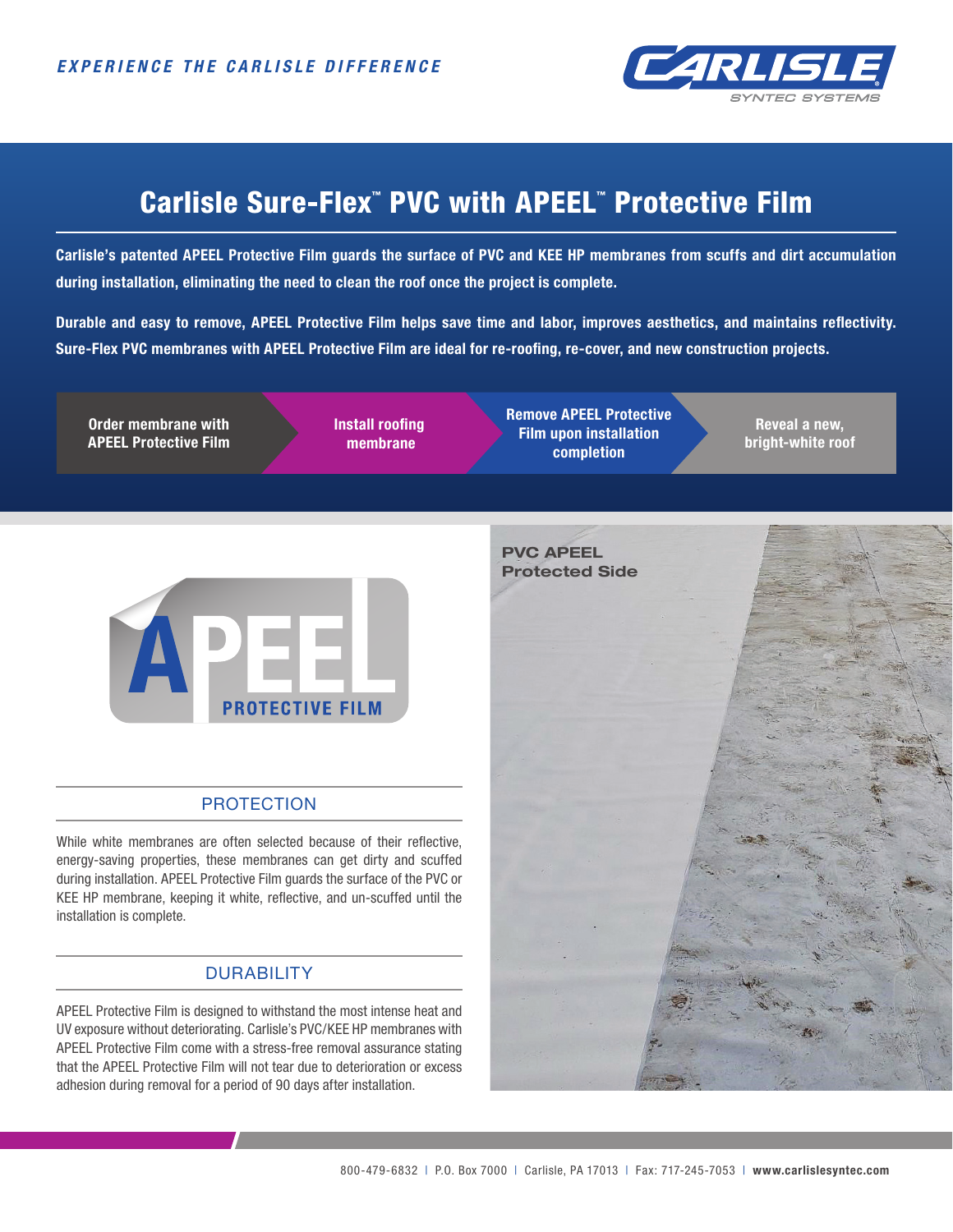*EXPERIENCE THE CARLISLE DIFFERENCE*

CARLISLE SYNTEC SYSTEMS

# Carlisle Sure-Flex™ PVC with APEEL™ Protective Film

**Carlisle's patented APEEL Protective Film guards the surface of PVC and KEE HP membranes from scuffs and dirt accumulation during installation, eliminating the need to clean the roof once the project is complete.**

**Durable and easy to remove, APEEL Protective Film helps save time and labor, improves aesthetics, and maintains reflectivity. Sure-Flex PVC membranes with APEEL Protective Film are ideal for re-roofing, re-cover, and new construction projects.**

1. **Order membrane with APEEL Protective Film**
2. **Install roofing membrane**
3. **Remove APEEL Protective Film upon installation completion**
4. **Reveal a new, bright-white roof**

APEEL PROTECTIVE FILM

PVC APEEL Protected Side

## PROTECTION

While white membranes are often selected because of their reflective, energy-saving properties, these membranes can get dirty and scuffed during installation. APEEL Protective Film guards the surface of the PVC or KEE HP membrane, keeping it white, reflective, and un-scuffed until the installation is complete.

## DURABILITY

APEEL Protective Film is designed to withstand the most intense heat and UV exposure without deteriorating. Carlisle's PVC/KEE HP membranes with APEEL Protective Film come with a stress-free removal assurance stating that the APEEL Protective Film will not tear due to deterioration or excess adhesion during removal for a period of 90 days after installation.

800-479-6832 | P.O. Box 7000 | Carlisle, PA 17013 | Fax: 717-245-7053 | **www.carlislesyntec.com**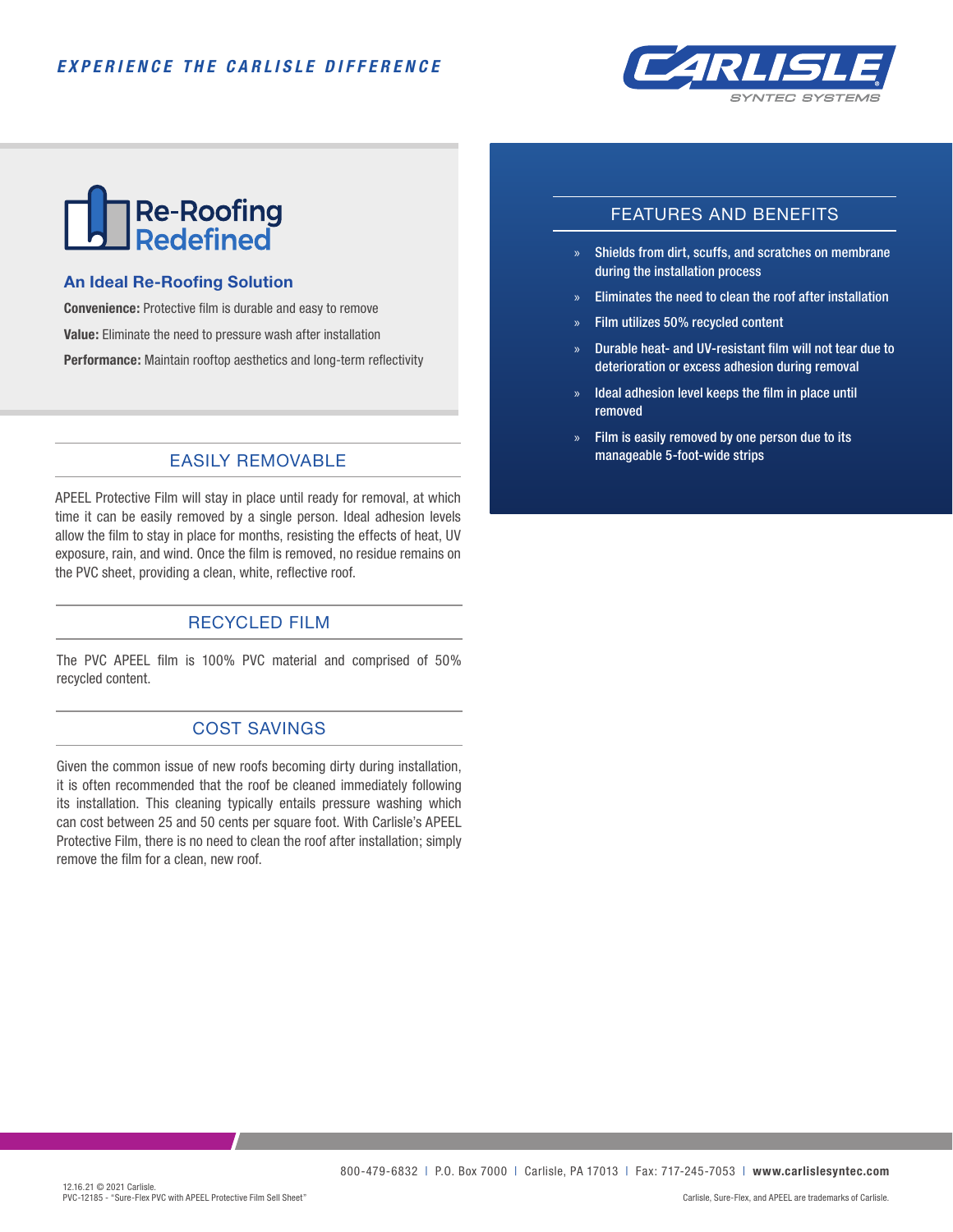EXPERIENCE THE CARLISLE DIFFERENCE

# Re-Roofing Redefined

### An Ideal Re-Roofing Solution

**Convenience:** Protective film is durable and easy to remove

**Value:** Eliminate the need to pressure wash after installation

**Performance:** Maintain rooftop aesthetics and long-term reflectivity

## EASILY REMOVABLE

APEEL Protective Film will stay in place until ready for removal, at which time it can be easily removed by a single person. Ideal adhesion levels allow the film to stay in place for months, resisting the effects of heat, UV exposure, rain, and wind. Once the film is removed, no residue remains on the PVC sheet, providing a clean, white, reflective roof.

## RECYCLED FILM

The PVC APEEL film is 100% PVC material and comprised of 50% recycled content.

## COST SAVINGS

Given the common issue of new roofs becoming dirty during installation, it is often recommended that the roof be cleaned immediately following its installation. This cleaning typically entails pressure washing which can cost between 25 and 50 cents per square foot. With Carlisle's APEEL Protective Film, there is no need to clean the roof after installation; simply remove the film for a clean, new roof.

## FEATURES AND BENEFITS

- Shields from dirt, scuffs, and scratches on membrane during the installation process
- Eliminates the need to clean the roof after installation
- Film utilizes 50% recycled content
- Durable heat- and UV-resistant film will not tear due to deterioration or excess adhesion during removal
- Ideal adhesion level keeps the film in place until removed
- Film is easily removed by one person due to its manageable 5-foot-wide strips

800-479-6832 | P.O. Box 7000 | Carlisle, PA 17013 | Fax: 717-245-7053 | **www.carlislesyntec.com**

12.16.21 © 2021 Carlisle.
PVC-12185 - "Sure-Flex PVC with APEEL Protective Film Sell Sheet"

Carlisle, Sure-Flex, and APEEL are trademarks of Carlisle.